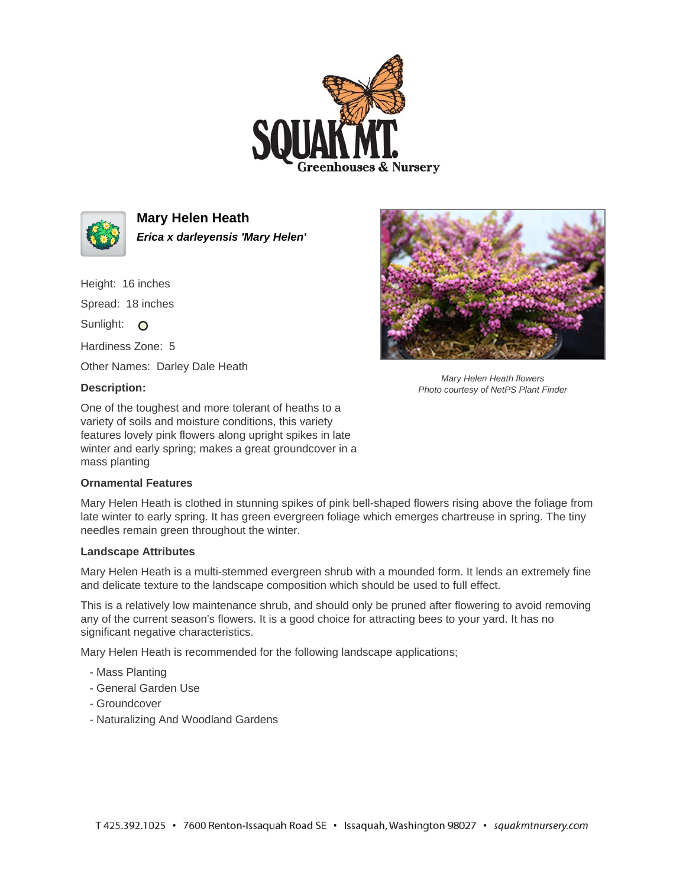# Mary Helen Heath

***Erica x darleyensis 'Mary Helen'***

Height: 16 inches

Spread: 18 inches

Sunlight:

Hardiness Zone: 5

Other Names: Darley Dale Heath

**Description:**

One of the toughest and more tolerant of heaths to a variety of soils and moisture conditions, this variety features lovely pink flowers along upright spikes in late winter and early spring; makes a great groundcover in a mass planting

*Mary Helen Heath flowers*
*Photo courtesy of NetPS Plant Finder*

**Ornamental Features**

Mary Helen Heath is clothed in stunning spikes of pink bell-shaped flowers rising above the foliage from late winter to early spring. It has green evergreen foliage which emerges chartreuse in spring. The tiny needles remain green throughout the winter.

**Landscape Attributes**

Mary Helen Heath is a multi-stemmed evergreen shrub with a mounded form. It lends an extremely fine and delicate texture to the landscape composition which should be used to full effect.

This is a relatively low maintenance shrub, and should only be pruned after flowering to avoid removing any of the current season's flowers. It is a good choice for attracting bees to your yard. It has no significant negative characteristics.

Mary Helen Heath is recommended for the following landscape applications;

- Mass Planting
- General Garden Use
- Groundcover
- Naturalizing And Woodland Gardens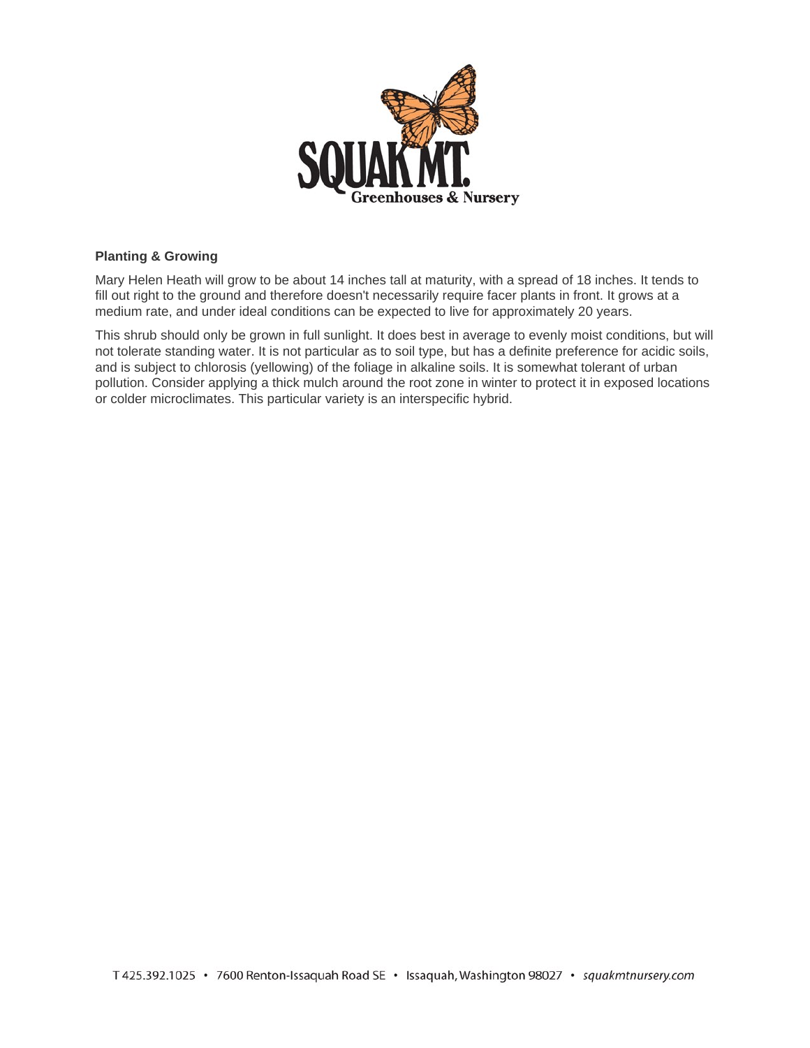**Planting & Growing**

Mary Helen Heath will grow to be about 14 inches tall at maturity, with a spread of 18 inches. It tends to fill out right to the ground and therefore doesn't necessarily require facer plants in front. It grows at a medium rate, and under ideal conditions can be expected to live for approximately 20 years.

This shrub should only be grown in full sunlight. It does best in average to evenly moist conditions, but will not tolerate standing water. It is not particular as to soil type, but has a definite preference for acidic soils, and is subject to chlorosis (yellowing) of the foliage in alkaline soils. It is somewhat tolerant of urban pollution. Consider applying a thick mulch around the root zone in winter to protect it in exposed locations or colder microclimates. This particular variety is an interspecific hybrid.